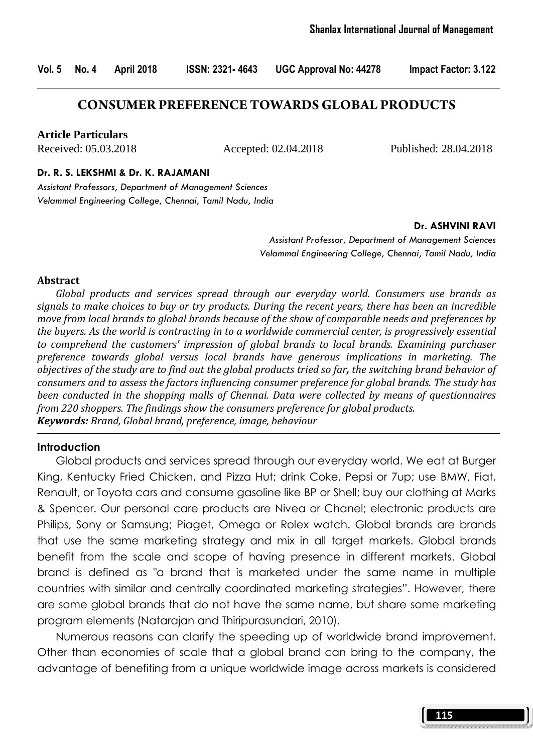# CONSUMER PREFERENCE TOWARDS GLOBAL PRODUCTS

**Article Particulars**

Received: 05.03.2018 Accepted: 02.04.2018 Published: 28.04.2018

**Dr. R. S. LEKSHMI & Dr. K. RAJAMANI**

*Assistant Professors, Department of Management Sciences*
*Velammal Engineering College, Chennai, Tamil Nadu, India*

**Dr. ASHVINI RAVI**

*Assistant Professor, Department of Management Sciences*
*Velammal Engineering College, Chennai, Tamil Nadu, India*

## Abstract

*Global products and services spread through our everyday world. Consumers use brands as signals to make choices to buy or try products. During the recent years, there has been an incredible move from local brands to global brands because of the show of comparable needs and preferences by the buyers. As the world is contracting in to a worldwide commercial center, is progressively essential to comprehend the customers' impression of global brands to local brands. Examining purchaser preference towards global versus local brands have generous implications in marketing. The objectives of the study are to find out the global products tried so far, the switching brand behavior of consumers and to assess the factors influencing consumer preference for global brands. The study has been conducted in the shopping malls of Chennai. Data were collected by means of questionnaires from 220 shoppers. The findings show the consumers preference for global products.*

***Keywords:*** *Brand, Global brand, preference, image, behaviour*

## Introduction

Global products and services spread through our everyday world. We eat at Burger King, Kentucky Fried Chicken, and Pizza Hut; drink Coke, Pepsi or 7up; use BMW, Fiat, Renault, or Toyota cars and consume gasoline like BP or Shell; buy our clothing at Marks & Spencer. Our personal care products are Nivea or Chanel; electronic products are Philips, Sony or Samsung; Piaget, Omega or Rolex watch. Global brands are brands that use the same marketing strategy and mix in all target markets. Global brands benefit from the scale and scope of having presence in different markets. Global brand is defined as "a brand that is marketed under the same name in multiple countries with similar and centrally coordinated marketing strategies". However, there are some global brands that do not have the same name, but share some marketing program elements (Natarajan and Thiripurasundari, 2010).

Numerous reasons can clarify the speeding up of worldwide brand improvement. Other than economies of scale that a global brand can bring to the company, the advantage of benefiting from a unique worldwide image across markets is considered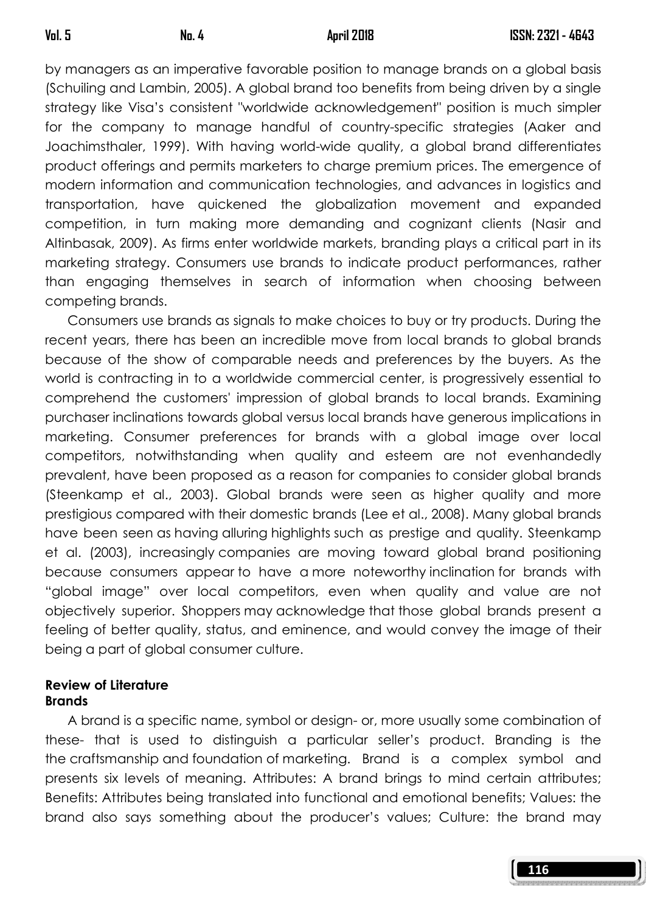by managers as an imperative favorable position to manage brands on a global basis (Schuiling and Lambin, 2005). A global brand too benefits from being driven by a single strategy like Visa's consistent "worldwide acknowledgement" position is much simpler for the company to manage handful of country-specific strategies (Aaker and Joachimsthaler, 1999). With having world-wide quality, a global brand differentiates product offerings and permits marketers to charge premium prices. The emergence of modern information and communication technologies, and advances in logistics and transportation, have quickened the globalization movement and expanded competition, in turn making more demanding and cognizant clients (Nasir and Altinbasak, 2009). As firms enter worldwide markets, branding plays a critical part in its marketing strategy. Consumers use brands to indicate product performances, rather than engaging themselves in search of information when choosing between competing brands.

Consumers use brands as signals to make choices to buy or try products. During the recent years, there has been an incredible move from local brands to global brands because of the show of comparable needs and preferences by the buyers. As the world is contracting in to a worldwide commercial center, is progressively essential to comprehend the customers' impression of global brands to local brands. Examining purchaser inclinations towards global versus local brands have generous implications in marketing. Consumer preferences for brands with a global image over local competitors, notwithstanding when quality and esteem are not evenhandedly prevalent, have been proposed as a reason for companies to consider global brands (Steenkamp et al., 2003). Global brands were seen as higher quality and more prestigious compared with their domestic brands (Lee et al., 2008). Many global brands have been seen as having alluring highlights such as prestige and quality. Steenkamp et al. (2003), increasingly companies are moving toward global brand positioning because consumers appear to have a more noteworthy inclination for brands with "global image" over local competitors, even when quality and value are not objectively superior. Shoppers may acknowledge that those global brands present a feeling of better quality, status, and eminence, and would convey the image of their being a part of global consumer culture.

## Review of Literature

### Brands

A brand is a specific name, symbol or design- or, more usually some combination of these- that is used to distinguish a particular seller's product. Branding is the the craftsmanship and foundation of marketing. Brand is a complex symbol and presents six levels of meaning. Attributes: A brand brings to mind certain attributes; Benefits: Attributes being translated into functional and emotional benefits; Values: the brand also says something about the producer's values; Culture: the brand may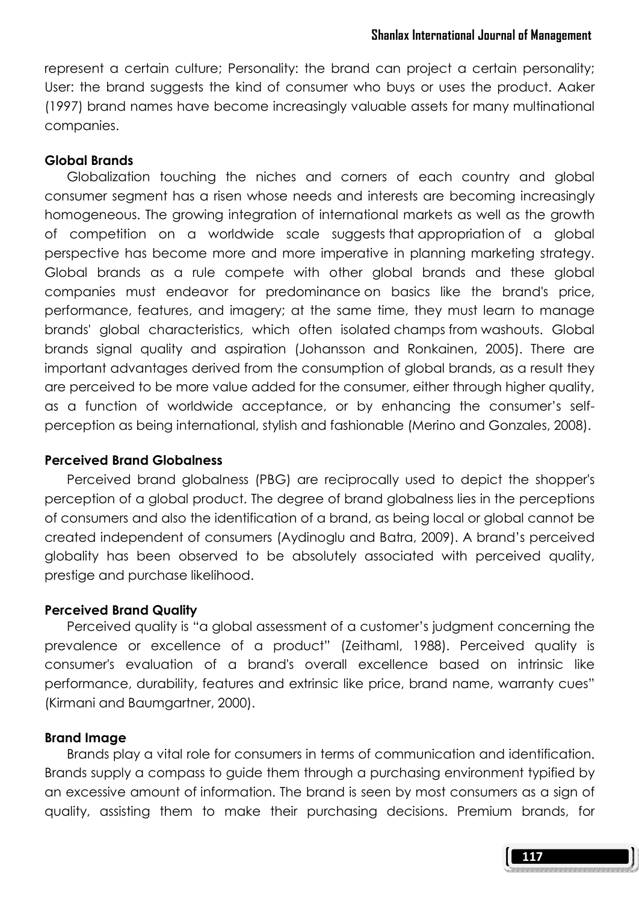represent a certain culture; Personality: the brand can project a certain personality; User: the brand suggests the kind of consumer who buys or uses the product. Aaker (1997) brand names have become increasingly valuable assets for many multinational companies.

**Global Brands**

Globalization touching the niches and corners of each country and global consumer segment has a risen whose needs and interests are becoming increasingly homogeneous. The growing integration of international markets as well as the growth of competition on a worldwide scale suggests that appropriation of a global perspective has become more and more imperative in planning marketing strategy. Global brands as a rule compete with other global brands and these global companies must endeavor for predominance on basics like the brand's price, performance, features, and imagery; at the same time, they must learn to manage brands' global characteristics, which often isolated champs from washouts. Global brands signal quality and aspiration (Johansson and Ronkainen, 2005). There are important advantages derived from the consumption of global brands, as a result they are perceived to be more value added for the consumer, either through higher quality, as a function of worldwide acceptance, or by enhancing the consumer's self-perception as being international, stylish and fashionable (Merino and Gonzales, 2008).

**Perceived Brand Globalness**

Perceived brand globalness (PBG) are reciprocally used to depict the shopper's perception of a global product. The degree of brand globalness lies in the perceptions of consumers and also the identification of a brand, as being local or global cannot be created independent of consumers (Aydinoglu and Batra, 2009). A brand's perceived globality has been observed to be absolutely associated with perceived quality, prestige and purchase likelihood.

**Perceived Brand Quality**

Perceived quality is "a global assessment of a customer's judgment concerning the prevalence or excellence of a product" (Zeithaml, 1988). Perceived quality is consumer's evaluation of a brand's overall excellence based on intrinsic like performance, durability, features and extrinsic like price, brand name, warranty cues" (Kirmani and Baumgartner, 2000).

**Brand Image**

Brands play a vital role for consumers in terms of communication and identification. Brands supply a compass to guide them through a purchasing environment typified by an excessive amount of information. The brand is seen by most consumers as a sign of quality, assisting them to make their purchasing decisions. Premium brands, for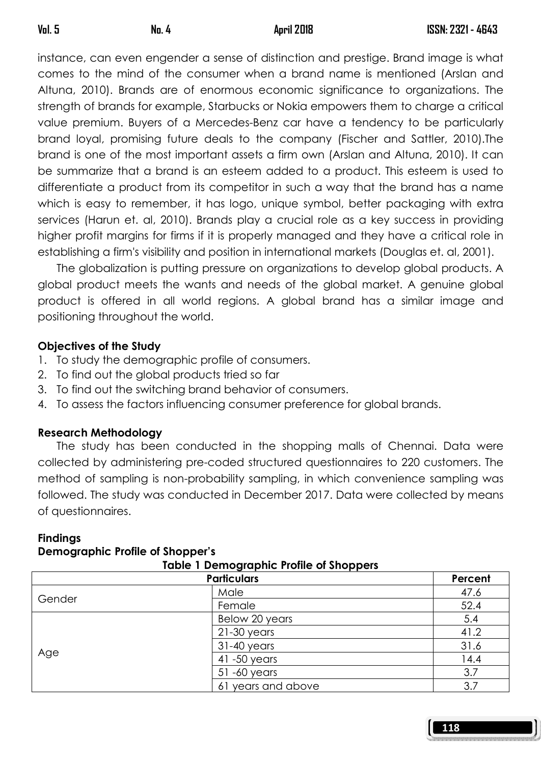instance, can even engender a sense of distinction and prestige. Brand image is what comes to the mind of the consumer when a brand name is mentioned (Arslan and Altuna, 2010). Brands are of enormous economic significance to organizations. The strength of brands for example, Starbucks or Nokia empowers them to charge a critical value premium. Buyers of a Mercedes-Benz car have a tendency to be particularly brand loyal, promising future deals to the company (Fischer and Sattler, 2010).The brand is one of the most important assets a firm own (Arslan and Altuna, 2010). It can be summarize that a brand is an esteem added to a product. This esteem is used to differentiate a product from its competitor in such a way that the brand has a name which is easy to remember, it has logo, unique symbol, better packaging with extra services (Harun et. al, 2010). Brands play a crucial role as a key success in providing higher profit margins for firms if it is properly managed and they have a critical role in establishing a firm's visibility and position in international markets (Douglas et. al, 2001).

The globalization is putting pressure on organizations to develop global products. A global product meets the wants and needs of the global market. A genuine global product is offered in all world regions. A global brand has a similar image and positioning throughout the world.

### Objectives of the Study

1. To study the demographic profile of consumers.
2. To find out the global products tried so far
3. To find out the switching brand behavior of consumers.
4. To assess the factors influencing consumer preference for global brands.

### Research Methodology

The study has been conducted in the shopping malls of Chennai. Data were collected by administering pre-coded structured questionnaires to 220 customers. The method of sampling is non-probability sampling, in which convenience sampling was followed. The study was conducted in December 2017. Data were collected by means of questionnaires.

### Findings

#### Demographic Profile of Shopper's

**Table 1 Demographic Profile of Shoppers**

| Particulars | | Percent |
|---|---|---|
| Gender | Male | 47.6 |
| | Female | 52.4 |
| Age | Below 20 years | 5.4 |
| | 21-30 years | 41.2 |
| | 31-40 years | 31.6 |
| | 41 -50 years | 14.4 |
| | 51 -60 years | 3.7 |
| | 61 years and above | 3.7 |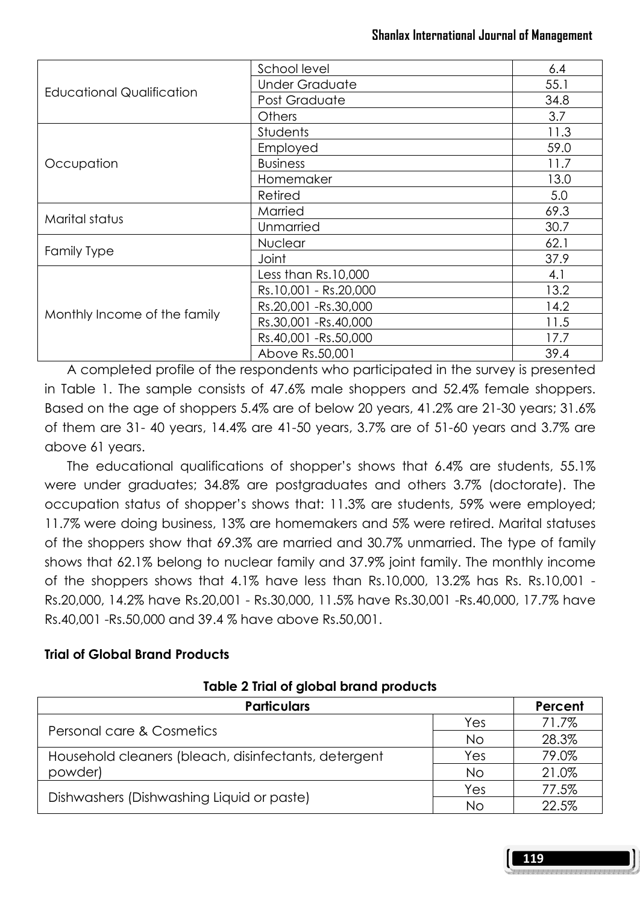| | | |
|---|---|---|
| Educational Qualification | School level | 6.4 |
| | Under Graduate | 55.1 |
| | Post Graduate | 34.8 |
| | Others | 3.7 |
| Occupation | Students | 11.3 |
| | Employed | 59.0 |
| | Business | 11.7 |
| | Homemaker | 13.0 |
| | Retired | 5.0 |
| Marital status | Married | 69.3 |
| | Unmarried | 30.7 |
| Family Type | Nuclear | 62.1 |
| | Joint | 37.9 |
| Monthly Income of the family | Less than Rs.10,000 | 4.1 |
| | Rs.10,001 - Rs.20,000 | 13.2 |
| | Rs.20,001 -Rs.30,000 | 14.2 |
| | Rs.30,001 -Rs.40,000 | 11.5 |
| | Rs.40,001 -Rs.50,000 | 17.7 |
| | Above Rs.50,001 | 39.4 |

A completed profile of the respondents who participated in the survey is presented in Table 1. The sample consists of 47.6% male shoppers and 52.4% female shoppers. Based on the age of shoppers 5.4% are of below 20 years, 41.2% are 21-30 years; 31.6% of them are 31- 40 years, 14.4% are 41-50 years, 3.7% are of 51-60 years and 3.7% are above 61 years.

The educational qualifications of shopper's shows that 6.4% are students, 55.1% were under graduates; 34.8% are postgraduates and others 3.7% (doctorate). The occupation status of shopper's shows that: 11.3% are students, 59% were employed; 11.7% were doing business, 13% are homemakers and 5% were retired. Marital statuses of the shoppers show that 69.3% are married and 30.7% unmarried. The type of family shows that 62.1% belong to nuclear family and 37.9% joint family. The monthly income of the shoppers shows that 4.1% have less than Rs.10,000, 13.2% has Rs. Rs.10,001 - Rs.20,000, 14.2% have Rs.20,001 - Rs.30,000, 11.5% have Rs.30,001 -Rs.40,000, 17.7% have Rs.40,001 -Rs.50,000 and 39.4 % have above Rs.50,001.

**Trial of Global Brand Products**

**Table 2 Trial of global brand products**

| Particulars | | Percent |
|---|---|---|
| Personal care & Cosmetics | Yes | 71.7% |
| | No | 28.3% |
| Household cleaners (bleach, disinfectants, detergent powder) | Yes | 79.0% |
| | No | 21.0% |
| Dishwashers (Dishwashing Liquid or paste) | Yes | 77.5% |
| | No | 22.5% |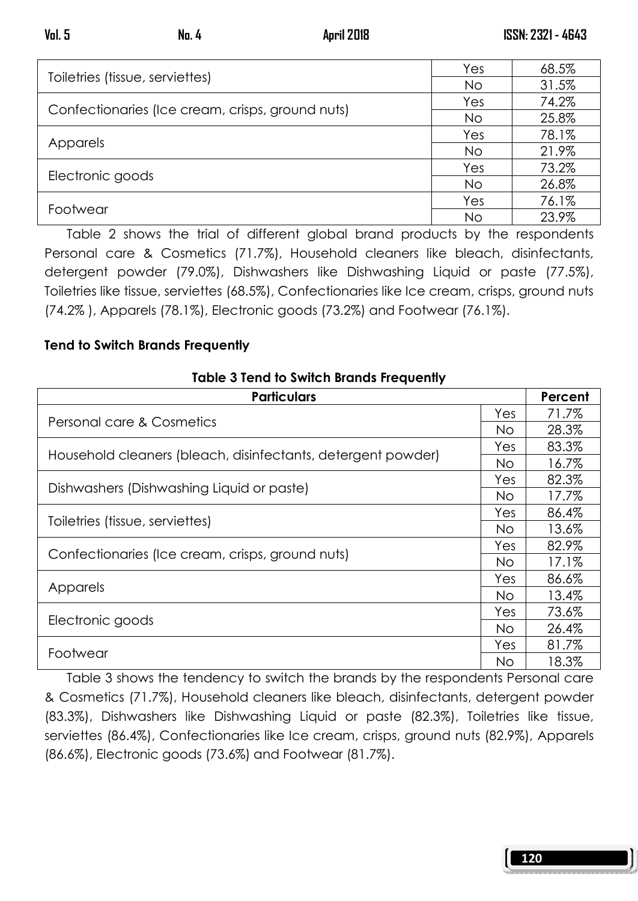| | | |
|---|---|---|
| Toiletries (tissue, serviettes) | Yes | 68.5% |
| | No | 31.5% |
| Confectionaries (Ice cream, crisps, ground nuts) | Yes | 74.2% |
| | No | 25.8% |
| Apparels | Yes | 78.1% |
| | No | 21.9% |
| Electronic goods | Yes | 73.2% |
| | No | 26.8% |
| Footwear | Yes | 76.1% |
| | No | 23.9% |

Table 2 shows the trial of different global brand products by the respondents Personal care & Cosmetics (71.7%), Household cleaners like bleach, disinfectants, detergent powder (79.0%), Dishwashers like Dishwashing Liquid or paste (77.5%), Toiletries like tissue, serviettes (68.5%), Confectionaries like Ice cream, crisps, ground nuts (74.2% ), Apparels (78.1%), Electronic goods (73.2%) and Footwear (76.1%).

### Tend to Switch Brands Frequently

**Table 3 Tend to Switch Brands Frequently**

| Particulars | | Percent |
|---|---|---|
| Personal care & Cosmetics | Yes | 71.7% |
| | No | 28.3% |
| Household cleaners (bleach, disinfectants, detergent powder) | Yes | 83.3% |
| | No | 16.7% |
| Dishwashers (Dishwashing Liquid or paste) | Yes | 82.3% |
| | No | 17.7% |
| Toiletries (tissue, serviettes) | Yes | 86.4% |
| | No | 13.6% |
| Confectionaries (Ice cream, crisps, ground nuts) | Yes | 82.9% |
| | No | 17.1% |
| Apparels | Yes | 86.6% |
| | No | 13.4% |
| Electronic goods | Yes | 73.6% |
| | No | 26.4% |
| Footwear | Yes | 81.7% |
| | No | 18.3% |

Table 3 shows the tendency to switch the brands by the respondents Personal care & Cosmetics (71.7%), Household cleaners like bleach, disinfectants, detergent powder (83.3%), Dishwashers like Dishwashing Liquid or paste (82.3%), Toiletries like tissue, serviettes (86.4%), Confectionaries like Ice cream, crisps, ground nuts (82.9%), Apparels (86.6%), Electronic goods (73.6%) and Footwear (81.7%).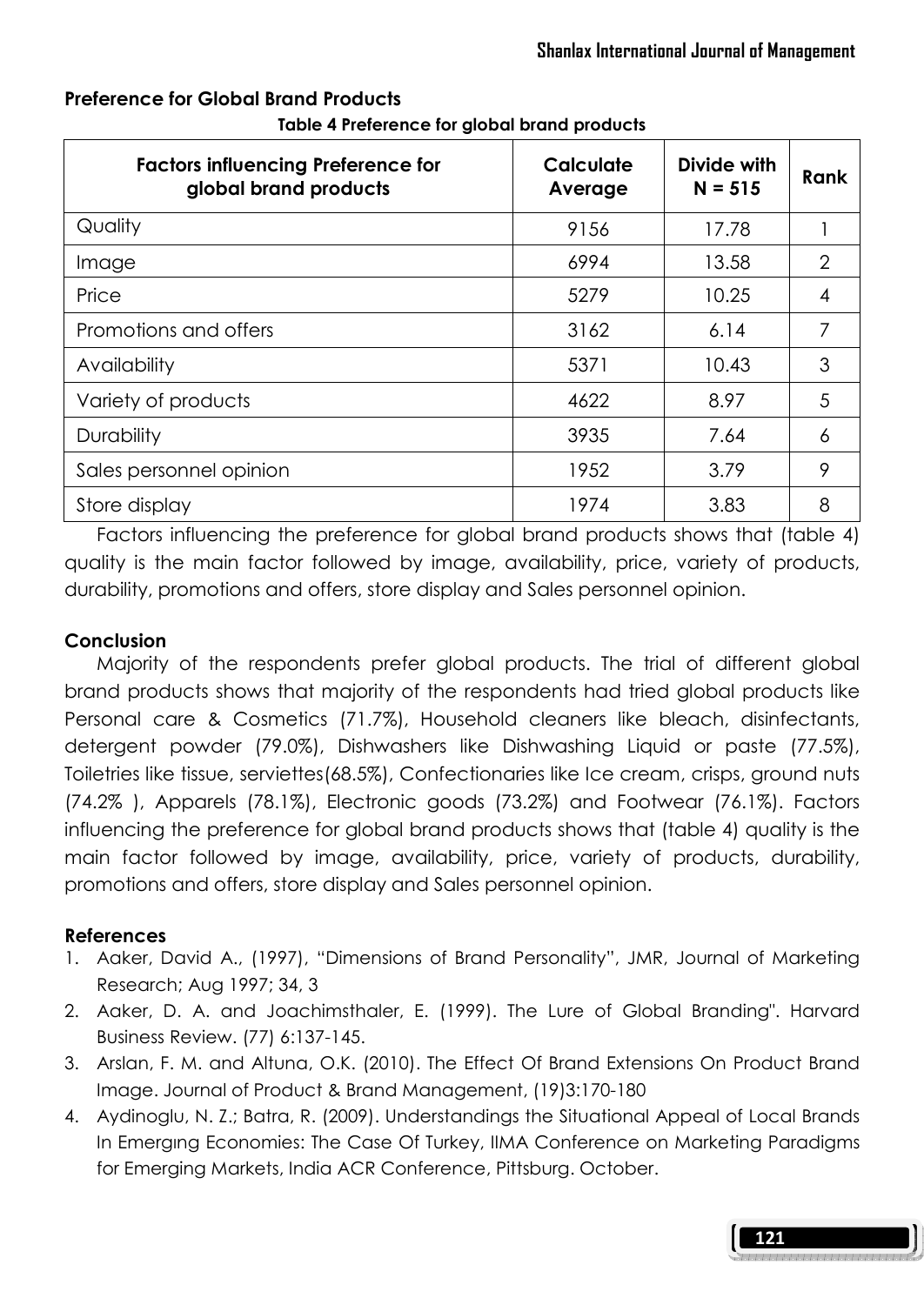## Preference for Global Brand Products

**Table 4 Preference for global brand products**

| Factors influencing Preference for global brand products | Calculate Average | Divide with N = 515 | Rank |
|---|---|---|---|
| Quality | 9156 | 17.78 | 1 |
| Image | 6994 | 13.58 | 2 |
| Price | 5279 | 10.25 | 4 |
| Promotions and offers | 3162 | 6.14 | 7 |
| Availability | 5371 | 10.43 | 3 |
| Variety of products | 4622 | 8.97 | 5 |
| Durability | 3935 | 7.64 | 6 |
| Sales personnel opinion | 1952 | 3.79 | 9 |
| Store display | 1974 | 3.83 | 8 |

Factors influencing the preference for global brand products shows that (table 4) quality is the main factor followed by image, availability, price, variety of products, durability, promotions and offers, store display and Sales personnel opinion.

## Conclusion

Majority of the respondents prefer global products. The trial of different global brand products shows that majority of the respondents had tried global products like Personal care & Cosmetics (71.7%), Household cleaners like bleach, disinfectants, detergent powder (79.0%), Dishwashers like Dishwashing Liquid or paste (77.5%), Toiletries like tissue, serviettes(68.5%), Confectionaries like Ice cream, crisps, ground nuts (74.2% ), Apparels (78.1%), Electronic goods (73.2%) and Footwear (76.1%). Factors influencing the preference for global brand products shows that (table 4) quality is the main factor followed by image, availability, price, variety of products, durability, promotions and offers, store display and Sales personnel opinion.

## References

1. Aaker, David A., (1997), "Dimensions of Brand Personality", JMR, Journal of Marketing Research; Aug 1997; 34, 3
2. Aaker, D. A. and Joachimsthaler, E. (1999). The Lure of Global Branding". Harvard Business Review. (77) 6:137-145.
3. Arslan, F. M. and Altuna, O.K. (2010). The Effect Of Brand Extensions On Product Brand Image. Journal of Product & Brand Management, (19)3:170-180
4. Aydinoglu, N. Z.; Batra, R. (2009). Understandings the Situational Appeal of Local Brands In Emergıng Economies: The Case Of Turkey, IIMA Conference on Marketing Paradigms for Emerging Markets, India ACR Conference, Pittsburg. October.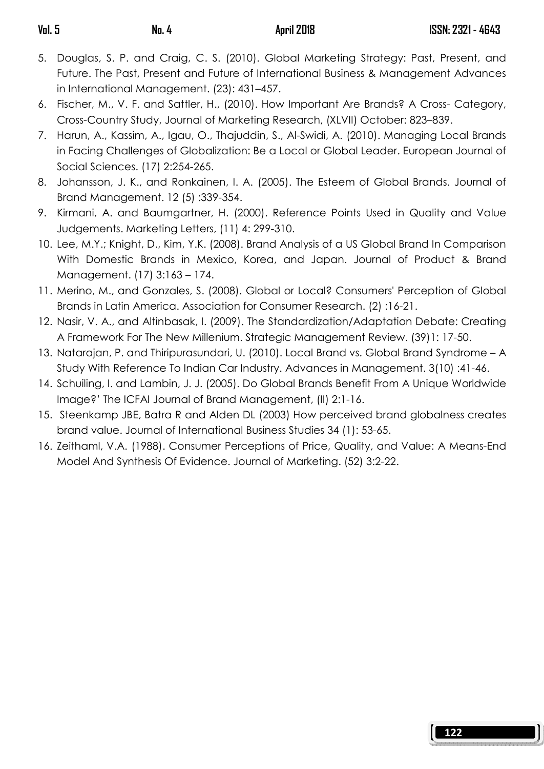5. Douglas, S. P. and Craig, C. S. (2010). Global Marketing Strategy: Past, Present, and Future. The Past, Present and Future of International Business & Management Advances in International Management. (23): 431–457.
6. Fischer, M., V. F. and Sattler, H., (2010). How Important Are Brands? A Cross- Category, Cross-Country Study, Journal of Marketing Research, (XLVII) October: 823–839.
7. Harun, A., Kassim, A., Igau, O., Thajuddin, S., Al-Swidi, A. (2010). Managing Local Brands in Facing Challenges of Globalization: Be a Local or Global Leader. European Journal of Social Sciences. (17) 2:254-265.
8. Johansson, J. K., and Ronkainen, I. A. (2005). The Esteem of Global Brands. Journal of Brand Management. 12 (5) :339-354.
9. Kirmani, A. and Baumgartner, H. (2000). Reference Points Used in Quality and Value Judgements. Marketing Letters, (11) 4: 299-310.
10. Lee, M.Y.; Knight, D., Kim, Y.K. (2008). Brand Analysis of a US Global Brand In Comparison With Domestic Brands in Mexico, Korea, and Japan. Journal of Product & Brand Management. (17) 3:163 – 174.
11. Merino, M., and Gonzales, S. (2008). Global or Local? Consumers' Perception of Global Brands in Latin America. Association for Consumer Research. (2) :16-21.
12. Nasir, V. A., and Altinbasak, I. (2009). The Standardization/Adaptation Debate: Creating A Framework For The New Millenium. Strategic Management Review. (39)1: 17-50.
13. Natarajan, P. and Thiripurasundari, U. (2010). Local Brand vs. Global Brand Syndrome – A Study With Reference To Indian Car Industry. Advances in Management. 3(10) :41-46.
14. Schuiling, I. and Lambin, J. J. (2005). Do Global Brands Benefit From A Unique Worldwide Image?' The ICFAI Journal of Brand Management, (II) 2:1-16.
15. Steenkamp JBE, Batra R and Alden DL (2003) How perceived brand globalness creates brand value. Journal of International Business Studies 34 (1): 53-65.
16. Zeithaml, V.A. (1988). Consumer Perceptions of Price, Quality, and Value: A Means-End Model And Synthesis Of Evidence. Journal of Marketing. (52) 3:2-22.